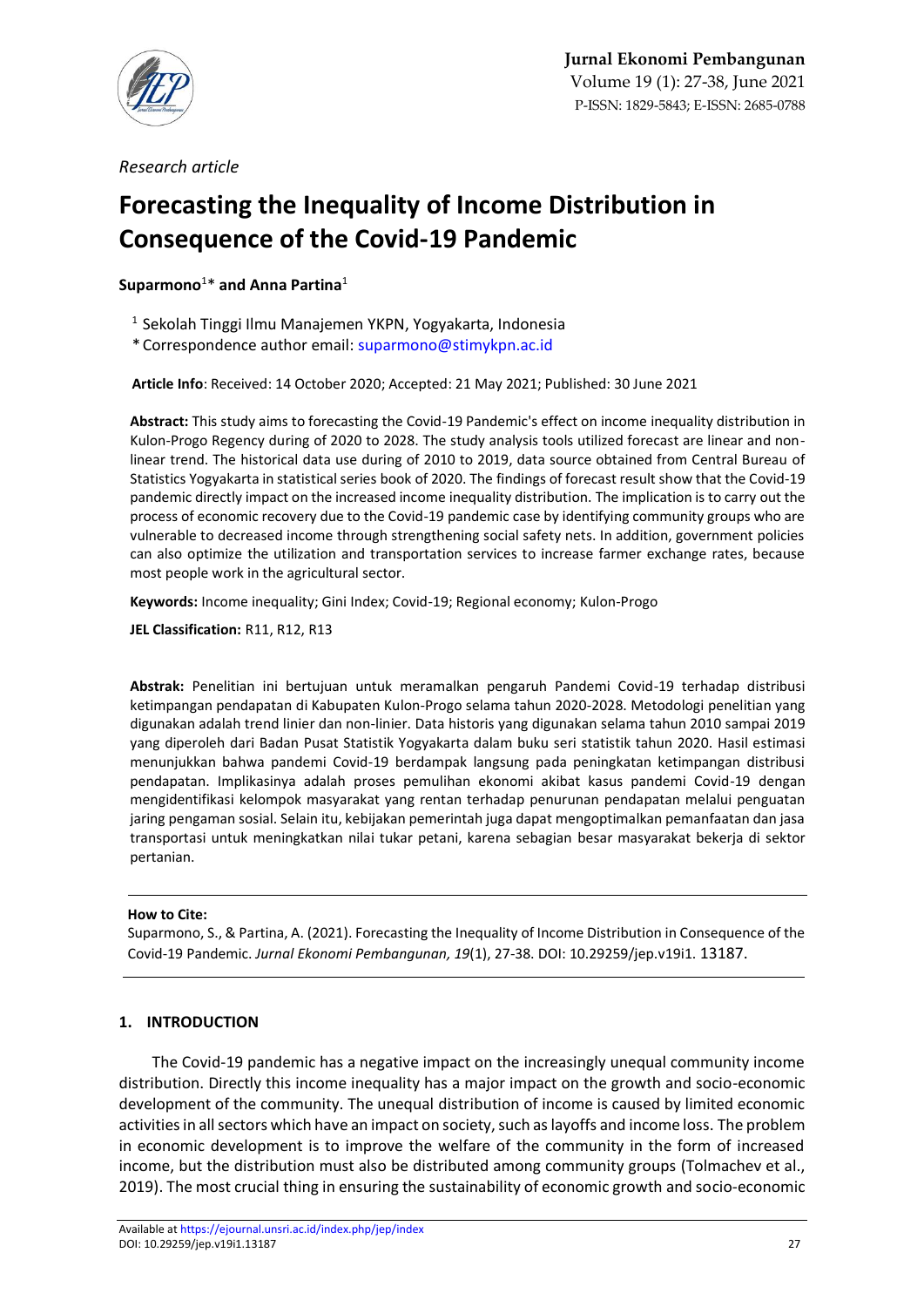*Research article*

# Forecasting the Inequality of Income Distribution in Consequence of the Covid-19 Pandemic

**Suparmono**[1]* **and Anna Partina**[1]

[1] Sekolah Tinggi Ilmu Manajemen YKPN, Yogyakarta, Indonesia
* Correspondence author email: suparmono@stimykpn.ac.id

**Article Info**: Received: 14 October 2020; Accepted: 21 May 2021; Published: 30 June 2021

**Abstract:** This study aims to forecasting the Covid-19 Pandemic's effect on income inequality distribution in Kulon-Progo Regency during of 2020 to 2028. The study analysis tools utilized forecast are linear and non-linear trend. The historical data use during of 2010 to 2019, data source obtained from Central Bureau of Statistics Yogyakarta in statistical series book of 2020. The findings of forecast result show that the Covid-19 pandemic directly impact on the increased income inequality distribution. The implication is to carry out the process of economic recovery due to the Covid-19 pandemic case by identifying community groups who are vulnerable to decreased income through strengthening social safety nets. In addition, government policies can also optimize the utilization and transportation services to increase farmer exchange rates, because most people work in the agricultural sector.

**Keywords:** Income inequality; Gini Index; Covid-19; Regional economy; Kulon-Progo

**JEL Classification:** R11, R12, R13

**Abstrak:** Penelitian ini bertujuan untuk meramalkan pengaruh Pandemi Covid-19 terhadap distribusi ketimpangan pendapatan di Kabupaten Kulon-Progo selama tahun 2020-2028. Metodologi penelitian yang digunakan adalah trend linier dan non-linier. Data historis yang digunakan selama tahun 2010 sampai 2019 yang diperoleh dari Badan Pusat Statistik Yogyakarta dalam buku seri statistik tahun 2020. Hasil estimasi menunjukkan bahwa pandemi Covid-19 berdampak langsung pada peningkatan ketimpangan distribusi pendapatan. Implikasinya adalah proses pemulihan ekonomi akibat kasus pandemi Covid-19 dengan mengidentifikasi kelompok masyarakat yang rentan terhadap penurunan pendapatan melalui penguatan jaring pengaman sosial. Selain itu, kebijakan pemerintah juga dapat mengoptimalkan pemanfaatan dan jasa transportasi untuk meningkatkan nilai tukar petani, karena sebagian besar masyarakat bekerja di sektor pertanian.

**How to Cite:**
Suparmono, S., & Partina, A. (2021). Forecasting the Inequality of Income Distribution in Consequence of the Covid-19 Pandemic. *Jurnal Ekonomi Pembangunan, 19*(1), 27-38. DOI: 10.29259/jep.v19i1. 13187.

## 1. INTRODUCTION

The Covid-19 pandemic has a negative impact on the increasingly unequal community income distribution. Directly this income inequality has a major impact on the growth and socio-economic development of the community. The unequal distribution of income is caused by limited economic activities in all sectors which have an impact on society, such as layoffs and income loss. The problem in economic development is to improve the welfare of the community in the form of increased income, but the distribution must also be distributed among community groups (Tolmachev et al., 2019). The most crucial thing in ensuring the sustainability of economic growth and socio-economic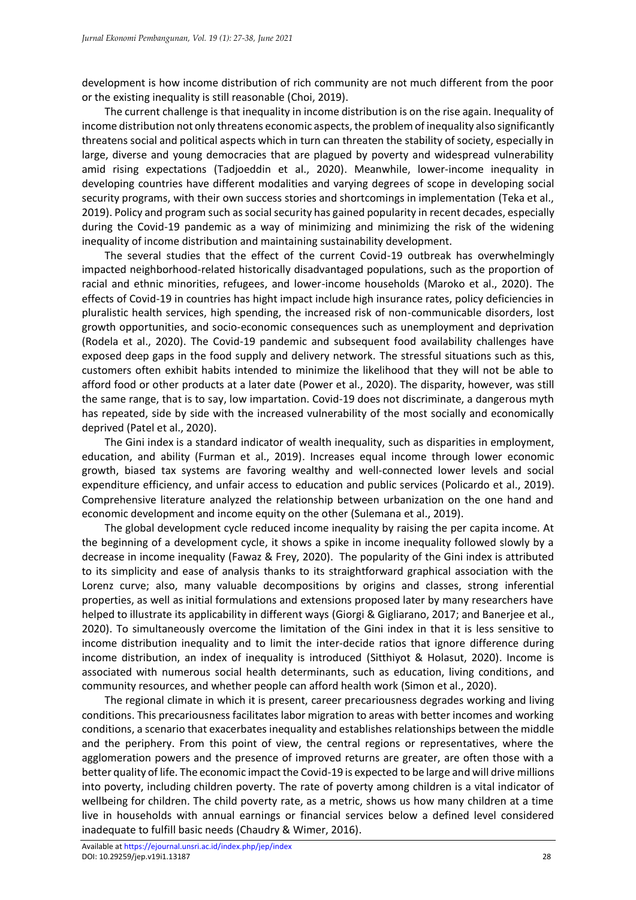development is how income distribution of rich community are not much different from the poor or the existing inequality is still reasonable (Choi, 2019).

The current challenge is that inequality in income distribution is on the rise again. Inequality of income distribution not only threatens economic aspects, the problem of inequality also significantly threatens social and political aspects which in turn can threaten the stability of society, especially in large, diverse and young democracies that are plagued by poverty and widespread vulnerability amid rising expectations (Tadjoeddin et al., 2020). Meanwhile, lower-income inequality in developing countries have different modalities and varying degrees of scope in developing social security programs, with their own success stories and shortcomings in implementation (Teka et al., 2019). Policy and program such as social security has gained popularity in recent decades, especially during the Covid-19 pandemic as a way of minimizing and minimizing the risk of the widening inequality of income distribution and maintaining sustainability development.

The several studies that the effect of the current Covid-19 outbreak has overwhelmingly impacted neighborhood-related historically disadvantaged populations, such as the proportion of racial and ethnic minorities, refugees, and lower-income households (Maroko et al., 2020). The effects of Covid-19 in countries has hight impact include high insurance rates, policy deficiencies in pluralistic health services, high spending, the increased risk of non-communicable disorders, lost growth opportunities, and socio-economic consequences such as unemployment and deprivation (Rodela et al., 2020). The Covid-19 pandemic and subsequent food availability challenges have exposed deep gaps in the food supply and delivery network. The stressful situations such as this, customers often exhibit habits intended to minimize the likelihood that they will not be able to afford food or other products at a later date (Power et al., 2020). The disparity, however, was still the same range, that is to say, low impartation. Covid-19 does not discriminate, a dangerous myth has repeated, side by side with the increased vulnerability of the most socially and economically deprived (Patel et al., 2020).

The Gini index is a standard indicator of wealth inequality, such as disparities in employment, education, and ability (Furman et al., 2019). Increases equal income through lower economic growth, biased tax systems are favoring wealthy and well-connected lower levels and social expenditure efficiency, and unfair access to education and public services (Policardo et al., 2019). Comprehensive literature analyzed the relationship between urbanization on the one hand and economic development and income equity on the other (Sulemana et al., 2019).

The global development cycle reduced income inequality by raising the per capita income. At the beginning of a development cycle, it shows a spike in income inequality followed slowly by a decrease in income inequality (Fawaz & Frey, 2020). The popularity of the Gini index is attributed to its simplicity and ease of analysis thanks to its straightforward graphical association with the Lorenz curve; also, many valuable decompositions by origins and classes, strong inferential properties, as well as initial formulations and extensions proposed later by many researchers have helped to illustrate its applicability in different ways (Giorgi & Gigliarano, 2017; and Banerjee et al., 2020). To simultaneously overcome the limitation of the Gini index in that it is less sensitive to income distribution inequality and to limit the inter-decide ratios that ignore difference during income distribution, an index of inequality is introduced (Sitthiyot & Holasut, 2020). Income is associated with numerous social health determinants, such as education, living conditions, and community resources, and whether people can afford health work (Simon et al., 2020).

The regional climate in which it is present, career precariousness degrades working and living conditions. This precariousness facilitates labor migration to areas with better incomes and working conditions, a scenario that exacerbates inequality and establishes relationships between the middle and the periphery. From this point of view, the central regions or representatives, where the agglomeration powers and the presence of improved returns are greater, are often those with a better quality of life. The economic impact the Covid-19 is expected to be large and will drive millions into poverty, including children poverty. The rate of poverty among children is a vital indicator of wellbeing for children. The child poverty rate, as a metric, shows us how many children at a time live in households with annual earnings or financial services below a defined level considered inadequate to fulfill basic needs (Chaudry & Wimer, 2016).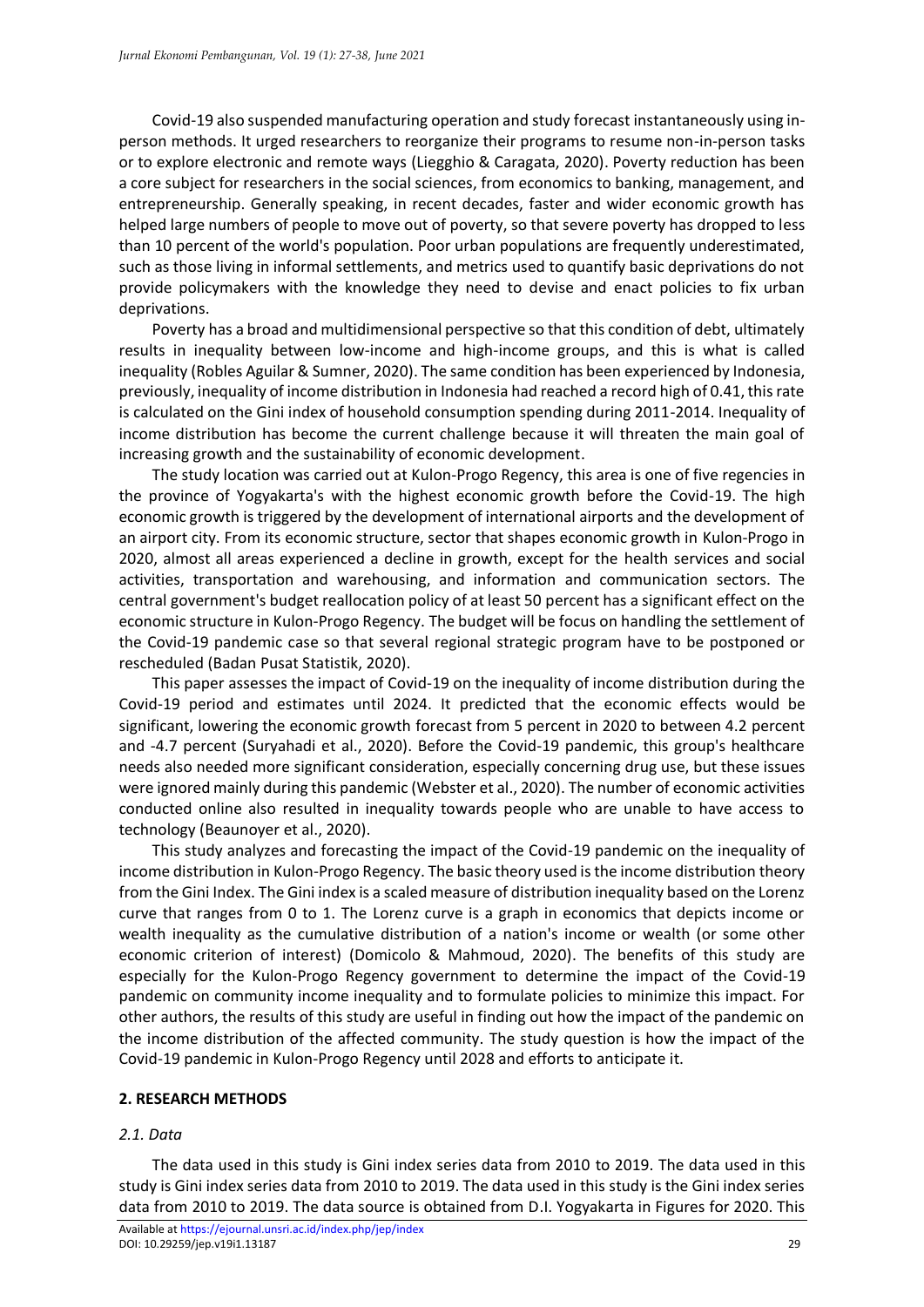Covid-19 also suspended manufacturing operation and study forecast instantaneously using in-person methods. It urged researchers to reorganize their programs to resume non-in-person tasks or to explore electronic and remote ways (Liegghio & Caragata, 2020). Poverty reduction has been a core subject for researchers in the social sciences, from economics to banking, management, and entrepreneurship. Generally speaking, in recent decades, faster and wider economic growth has helped large numbers of people to move out of poverty, so that severe poverty has dropped to less than 10 percent of the world's population. Poor urban populations are frequently underestimated, such as those living in informal settlements, and metrics used to quantify basic deprivations do not provide policymakers with the knowledge they need to devise and enact policies to fix urban deprivations.

Poverty has a broad and multidimensional perspective so that this condition of debt, ultimately results in inequality between low-income and high-income groups, and this is what is called inequality (Robles Aguilar & Sumner, 2020). The same condition has been experienced by Indonesia, previously, inequality of income distribution in Indonesia had reached a record high of 0.41, this rate is calculated on the Gini index of household consumption spending during 2011-2014. Inequality of income distribution has become the current challenge because it will threaten the main goal of increasing growth and the sustainability of economic development.

The study location was carried out at Kulon-Progo Regency, this area is one of five regencies in the province of Yogyakarta's with the highest economic growth before the Covid-19. The high economic growth is triggered by the development of international airports and the development of an airport city. From its economic structure, sector that shapes economic growth in Kulon-Progo in 2020, almost all areas experienced a decline in growth, except for the health services and social activities, transportation and warehousing, and information and communication sectors. The central government's budget reallocation policy of at least 50 percent has a significant effect on the economic structure in Kulon-Progo Regency. The budget will be focus on handling the settlement of the Covid-19 pandemic case so that several regional strategic program have to be postponed or rescheduled (Badan Pusat Statistik, 2020).

This paper assesses the impact of Covid-19 on the inequality of income distribution during the Covid-19 period and estimates until 2024. It predicted that the economic effects would be significant, lowering the economic growth forecast from 5 percent in 2020 to between 4.2 percent and -4.7 percent (Suryahadi et al., 2020). Before the Covid-19 pandemic, this group's healthcare needs also needed more significant consideration, especially concerning drug use, but these issues were ignored mainly during this pandemic (Webster et al., 2020). The number of economic activities conducted online also resulted in inequality towards people who are unable to have access to technology (Beaunoyer et al., 2020).

This study analyzes and forecasting the impact of the Covid-19 pandemic on the inequality of income distribution in Kulon-Progo Regency. The basic theory used is the income distribution theory from the Gini Index. The Gini index is a scaled measure of distribution inequality based on the Lorenz curve that ranges from 0 to 1. The Lorenz curve is a graph in economics that depicts income or wealth inequality as the cumulative distribution of a nation's income or wealth (or some other economic criterion of interest) (Domicolo & Mahmoud, 2020). The benefits of this study are especially for the Kulon-Progo Regency government to determine the impact of the Covid-19 pandemic on community income inequality and to formulate policies to minimize this impact. For other authors, the results of this study are useful in finding out how the impact of the pandemic on the income distribution of the affected community. The study question is how the impact of the Covid-19 pandemic in Kulon-Progo Regency until 2028 and efforts to anticipate it.

## 2. RESEARCH METHODS

### *2.1. Data*

The data used in this study is Gini index series data from 2010 to 2019. The data used in this study is Gini index series data from 2010 to 2019. The data used in this study is the Gini index series data from 2010 to 2019. The data source is obtained from D.I. Yogyakarta in Figures for 2020. This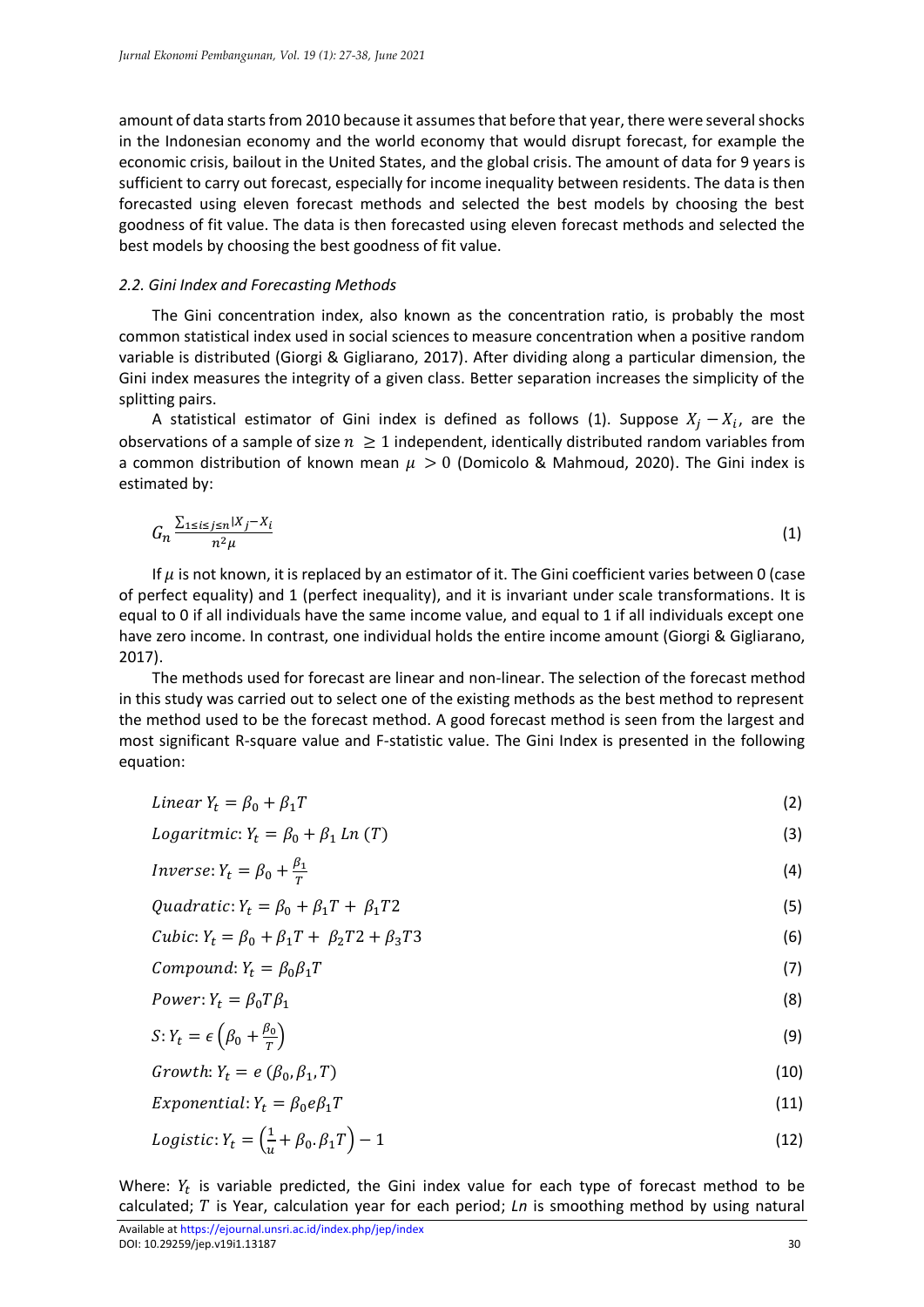amount of data starts from 2010 because it assumes that before that year, there were several shocks in the Indonesian economy and the world economy that would disrupt forecast, for example the economic crisis, bailout in the United States, and the global crisis. The amount of data for 9 years is sufficient to carry out forecast, especially for income inequality between residents. The data is then forecasted using eleven forecast methods and selected the best models by choosing the best goodness of fit value. The data is then forecasted using eleven forecast methods and selected the best models by choosing the best goodness of fit value.

### *2.2. Gini Index and Forecasting Methods*

The Gini concentration index, also known as the concentration ratio, is probably the most common statistical index used in social sciences to measure concentration when a positive random variable is distributed (Giorgi & Gigliarano, 2017). After dividing along a particular dimension, the Gini index measures the integrity of a given class. Better separation increases the simplicity of the splitting pairs.

A statistical estimator of Gini index is defined as follows (1). Suppose $X_j - X_i$, are the observations of a sample of size $n \geq 1$ independent, identically distributed random variables from a common distribution of known mean $\mu > 0$ (Domicolo & Mahmoud, 2020). The Gini index is estimated by:

$$G_n \frac{\sum_{1 \leq i \leq j \leq n} |X_j - X_i}{n^2 \mu} \tag{1}$$

If $\mu$ is not known, it is replaced by an estimator of it. The Gini coefficient varies between 0 (case of perfect equality) and 1 (perfect inequality), and it is invariant under scale transformations. It is equal to 0 if all individuals have the same income value, and equal to 1 if all individuals except one have zero income. In contrast, one individual holds the entire income amount (Giorgi & Gigliarano, 2017).

The methods used for forecast are linear and non-linear. The selection of the forecast method in this study was carried out to select one of the existing methods as the best method to represent the method used to be the forecast method. A good forecast method is seen from the largest and most significant R-square value and F-statistic value. The Gini Index is presented in the following equation:

$$Linear\ Y_t = \beta_0 + \beta_1 T \tag{2}$$

$$Logaritmic: Y_t = \beta_0 + \beta_1\ Ln\ (T) \tag{3}$$

$$Inverse: Y_t = \beta_0 + \frac{\beta_1}{T} \tag{4}$$

$$Quadratic: Y_t = \beta_0 + \beta_1 T + \beta_1 T2 \tag{5}$$

$$Cubic: Y_t = \beta_0 + \beta_1 T + \beta_2 T2 + \beta_3 T3 \tag{6}$$

$$Compound: Y_t = \beta_0 \beta_1 T \tag{7}$$

$$Power: Y_t = \beta_0 T \beta_1 \tag{8}$$

$$S: Y_t = \epsilon \left(\beta_0 + \frac{\beta_0}{T}\right) \tag{9}$$

$$Growth: Y_t = e\ (\beta_0, \beta_1, T) \tag{10}$$

$$Exponential: Y_t = \beta_0 e \beta_1 T \tag{11}$$

$$Logistic: Y_t = \left(\frac{1}{u} + \beta_0 . \beta_1 T\right) - 1 \tag{12}$$

Where: $Y_t$ is variable predicted, the Gini index value for each type of forecast method to be calculated; $T$ is Year, calculation year for each period; *Ln* is smoothing method by using natural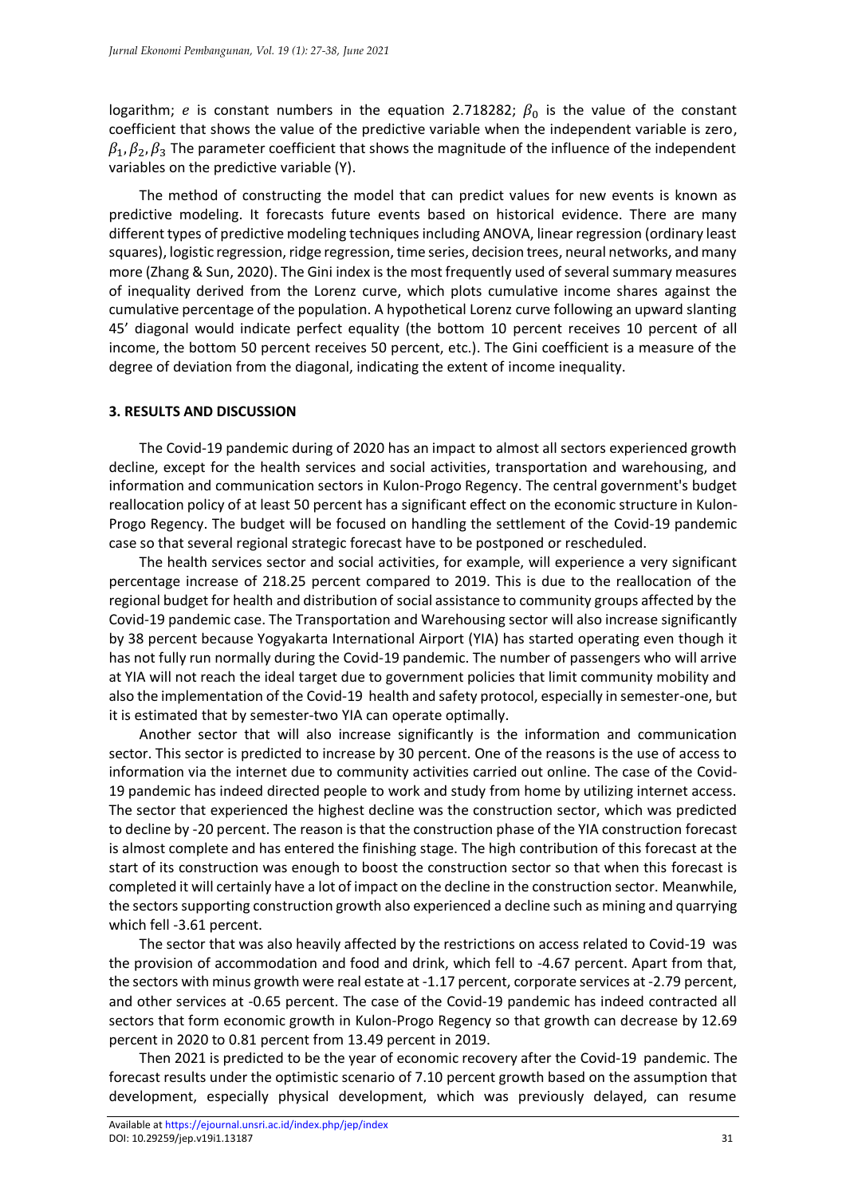logarithm; $e$ is constant numbers in the equation 2.718282; $\beta_0$ is the value of the constant coefficient that shows the value of the predictive variable when the independent variable is zero, $\beta_1, \beta_2, \beta_3$ The parameter coefficient that shows the magnitude of the influence of the independent variables on the predictive variable (Y).

The method of constructing the model that can predict values for new events is known as predictive modeling. It forecasts future events based on historical evidence. There are many different types of predictive modeling techniques including ANOVA, linear regression (ordinary least squares), logistic regression, ridge regression, time series, decision trees, neural networks, and many more (Zhang & Sun, 2020). The Gini index is the most frequently used of several summary measures of inequality derived from the Lorenz curve, which plots cumulative income shares against the cumulative percentage of the population. A hypothetical Lorenz curve following an upward slanting 45' diagonal would indicate perfect equality (the bottom 10 percent receives 10 percent of all income, the bottom 50 percent receives 50 percent, etc.). The Gini coefficient is a measure of the degree of deviation from the diagonal, indicating the extent of income inequality.

## 3. RESULTS AND DISCUSSION

The Covid-19 pandemic during of 2020 has an impact to almost all sectors experienced growth decline, except for the health services and social activities, transportation and warehousing, and information and communication sectors in Kulon-Progo Regency. The central government's budget reallocation policy of at least 50 percent has a significant effect on the economic structure in Kulon-Progo Regency. The budget will be focused on handling the settlement of the Covid-19 pandemic case so that several regional strategic forecast have to be postponed or rescheduled.

The health services sector and social activities, for example, will experience a very significant percentage increase of 218.25 percent compared to 2019. This is due to the reallocation of the regional budget for health and distribution of social assistance to community groups affected by the Covid-19 pandemic case. The Transportation and Warehousing sector will also increase significantly by 38 percent because Yogyakarta International Airport (YIA) has started operating even though it has not fully run normally during the Covid-19 pandemic. The number of passengers who will arrive at YIA will not reach the ideal target due to government policies that limit community mobility and also the implementation of the Covid-19 health and safety protocol, especially in semester-one, but it is estimated that by semester-two YIA can operate optimally.

Another sector that will also increase significantly is the information and communication sector. This sector is predicted to increase by 30 percent. One of the reasons is the use of access to information via the internet due to community activities carried out online. The case of the Covid-19 pandemic has indeed directed people to work and study from home by utilizing internet access. The sector that experienced the highest decline was the construction sector, which was predicted to decline by -20 percent. The reason is that the construction phase of the YIA construction forecast is almost complete and has entered the finishing stage. The high contribution of this forecast at the start of its construction was enough to boost the construction sector so that when this forecast is completed it will certainly have a lot of impact on the decline in the construction sector. Meanwhile, the sectors supporting construction growth also experienced a decline such as mining and quarrying which fell -3.61 percent.

The sector that was also heavily affected by the restrictions on access related to Covid-19 was the provision of accommodation and food and drink, which fell to -4.67 percent. Apart from that, the sectors with minus growth were real estate at -1.17 percent, corporate services at -2.79 percent, and other services at -0.65 percent. The case of the Covid-19 pandemic has indeed contracted all sectors that form economic growth in Kulon-Progo Regency so that growth can decrease by 12.69 percent in 2020 to 0.81 percent from 13.49 percent in 2019.

Then 2021 is predicted to be the year of economic recovery after the Covid-19 pandemic. The forecast results under the optimistic scenario of 7.10 percent growth based on the assumption that development, especially physical development, which was previously delayed, can resume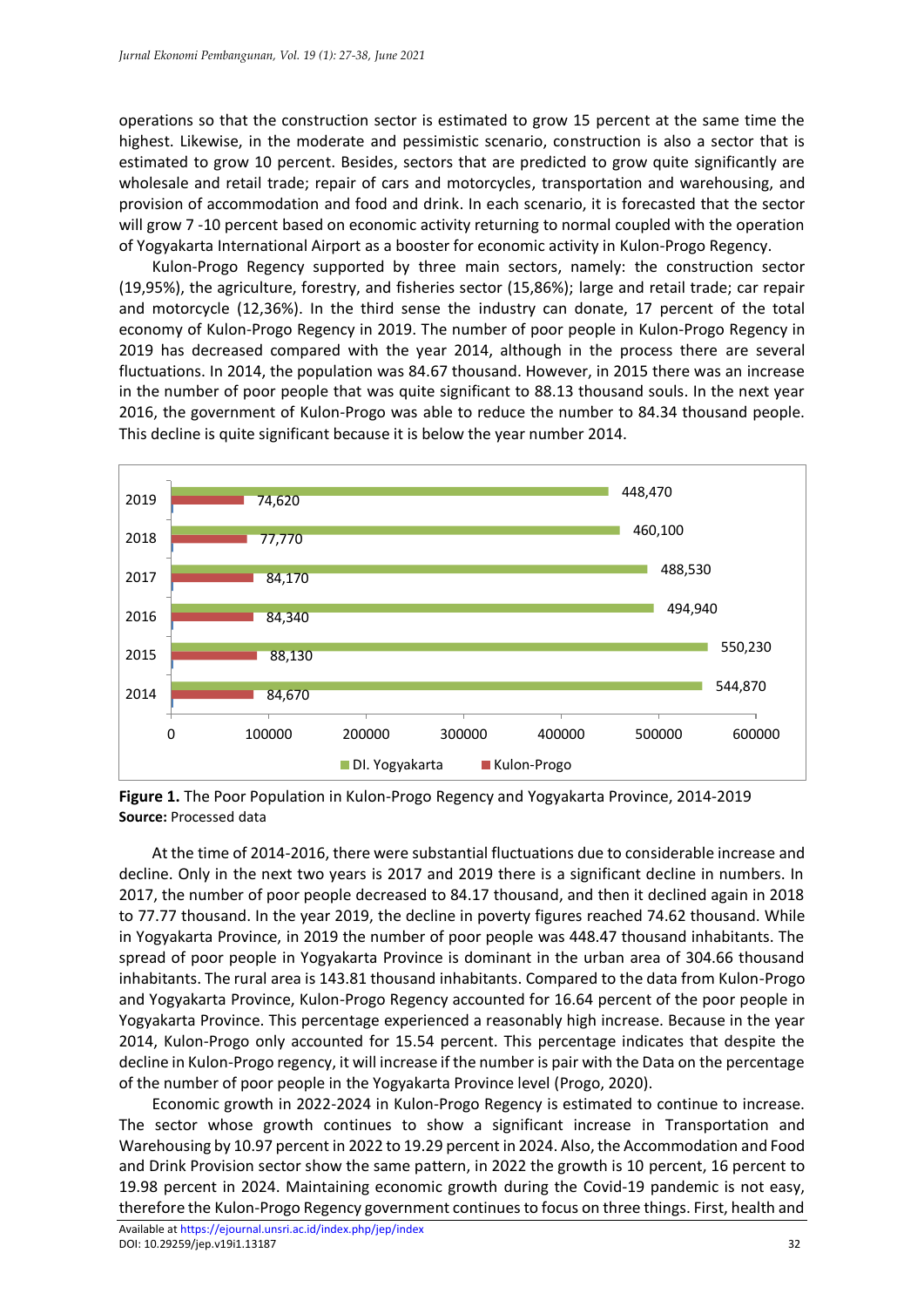operations so that the construction sector is estimated to grow 15 percent at the same time the highest. Likewise, in the moderate and pessimistic scenario, construction is also a sector that is estimated to grow 10 percent. Besides, sectors that are predicted to grow quite significantly are wholesale and retail trade; repair of cars and motorcycles, transportation and warehousing, and provision of accommodation and food and drink. In each scenario, it is forecasted that the sector will grow 7 -10 percent based on economic activity returning to normal coupled with the operation of Yogyakarta International Airport as a booster for economic activity in Kulon-Progo Regency.

Kulon-Progo Regency supported by three main sectors, namely: the construction sector (19,95%), the agriculture, forestry, and fisheries sector (15,86%); large and retail trade; car repair and motorcycle (12,36%). In the third sense the industry can donate, 17 percent of the total economy of Kulon-Progo Regency in 2019. The number of poor people in Kulon-Progo Regency in 2019 has decreased compared with the year 2014, although in the process there are several fluctuations. In 2014, the population was 84.67 thousand. However, in 2015 there was an increase in the number of poor people that was quite significant to 88.13 thousand souls. In the next year 2016, the government of Kulon-Progo was able to reduce the number to 84.34 thousand people. This decline is quite significant because it is below the year number 2014.

| Year | DI. Yogyakarta | Kulon-Progo |
|---|---|---|
| 2019 | 448,470 | 74,620 |
| 2018 | 460,100 | 77,770 |
| 2017 | 488,530 | 84,170 |
| 2016 | 494,940 | 84,340 |
| 2015 | 550,230 | 88,130 |
| 2014 | 544,870 | 84,670 |

**Figure 1.** The Poor Population in Kulon-Progo Regency and Yogyakarta Province, 2014-2019
**Source:** Processed data

At the time of 2014-2016, there were substantial fluctuations due to considerable increase and decline. Only in the next two years is 2017 and 2019 there is a significant decline in numbers. In 2017, the number of poor people decreased to 84.17 thousand, and then it declined again in 2018 to 77.77 thousand. In the year 2019, the decline in poverty figures reached 74.62 thousand. While in Yogyakarta Province, in 2019 the number of poor people was 448.47 thousand inhabitants. The spread of poor people in Yogyakarta Province is dominant in the urban area of 304.66 thousand inhabitants. The rural area is 143.81 thousand inhabitants. Compared to the data from Kulon-Progo and Yogyakarta Province, Kulon-Progo Regency accounted for 16.64 percent of the poor people in Yogyakarta Province. This percentage experienced a reasonably high increase. Because in the year 2014, Kulon-Progo only accounted for 15.54 percent. This percentage indicates that despite the decline in Kulon-Progo regency, it will increase if the number is pair with the Data on the percentage of the number of poor people in the Yogyakarta Province level (Progo, 2020).

Economic growth in 2022-2024 in Kulon-Progo Regency is estimated to continue to increase. The sector whose growth continues to show a significant increase in Transportation and Warehousing by 10.97 percent in 2022 to 19.29 percent in 2024. Also, the Accommodation and Food and Drink Provision sector show the same pattern, in 2022 the growth is 10 percent, 16 percent to 19.98 percent in 2024. Maintaining economic growth during the Covid-19 pandemic is not easy, therefore the Kulon-Progo Regency government continues to focus on three things. First, health and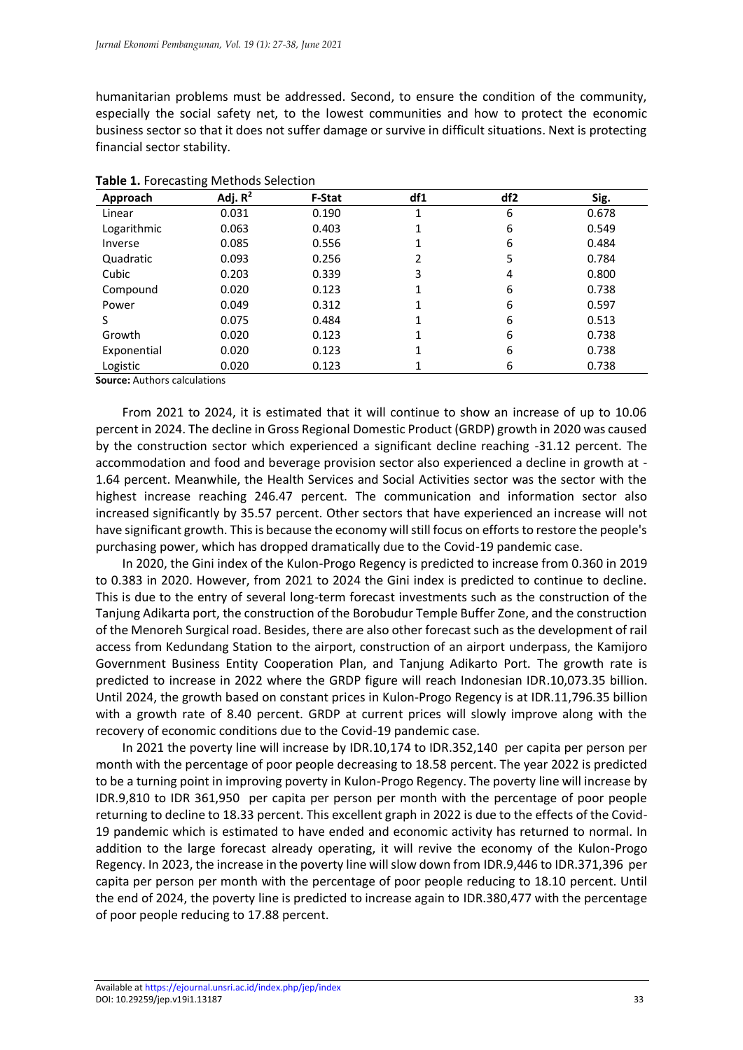humanitarian problems must be addressed. Second, to ensure the condition of the community, especially the social safety net, to the lowest communities and how to protect the economic business sector so that it does not suffer damage or survive in difficult situations. Next is protecting financial sector stability.

**Table 1.** Forecasting Methods Selection

| Approach | Adj. $R^2$ | F-Stat | df1 | df2 | Sig. |
|---|---|---|---|---|---|
| Linear | 0.031 | 0.190 | 1 | 6 | 0.678 |
| Logarithmic | 0.063 | 0.403 | 1 | 6 | 0.549 |
| Inverse | 0.085 | 0.556 | 1 | 6 | 0.484 |
| Quadratic | 0.093 | 0.256 | 2 | 5 | 0.784 |
| Cubic | 0.203 | 0.339 | 3 | 4 | 0.800 |
| Compound | 0.020 | 0.123 | 1 | 6 | 0.738 |
| Power | 0.049 | 0.312 | 1 | 6 | 0.597 |
| S | 0.075 | 0.484 | 1 | 6 | 0.513 |
| Growth | 0.020 | 0.123 | 1 | 6 | 0.738 |
| Exponential | 0.020 | 0.123 | 1 | 6 | 0.738 |
| Logistic | 0.020 | 0.123 | 1 | 6 | 0.738 |

**Source:** Authors calculations

From 2021 to 2024, it is estimated that it will continue to show an increase of up to 10.06 percent in 2024. The decline in Gross Regional Domestic Product (GRDP) growth in 2020 was caused by the construction sector which experienced a significant decline reaching -31.12 percent. The accommodation and food and beverage provision sector also experienced a decline in growth at -1.64 percent. Meanwhile, the Health Services and Social Activities sector was the sector with the highest increase reaching 246.47 percent. The communication and information sector also increased significantly by 35.57 percent. Other sectors that have experienced an increase will not have significant growth. This is because the economy will still focus on efforts to restore the people's purchasing power, which has dropped dramatically due to the Covid-19 pandemic case.

In 2020, the Gini index of the Kulon-Progo Regency is predicted to increase from 0.360 in 2019 to 0.383 in 2020. However, from 2021 to 2024 the Gini index is predicted to continue to decline. This is due to the entry of several long-term forecast investments such as the construction of the Tanjung Adikarta port, the construction of the Borobudur Temple Buffer Zone, and the construction of the Menoreh Surgical road. Besides, there are also other forecast such as the development of rail access from Kedundang Station to the airport, construction of an airport underpass, the Kamijoro Government Business Entity Cooperation Plan, and Tanjung Adikarto Port. The growth rate is predicted to increase in 2022 where the GRDP figure will reach Indonesian IDR.10,073.35 billion. Until 2024, the growth based on constant prices in Kulon-Progo Regency is at IDR.11,796.35 billion with a growth rate of 8.40 percent. GRDP at current prices will slowly improve along with the recovery of economic conditions due to the Covid-19 pandemic case.

In 2021 the poverty line will increase by IDR.10,174 to IDR.352,140 per capita per person per month with the percentage of poor people decreasing to 18.58 percent. The year 2022 is predicted to be a turning point in improving poverty in Kulon-Progo Regency. The poverty line will increase by IDR.9,810 to IDR 361,950 per capita per person per month with the percentage of poor people returning to decline to 18.33 percent. This excellent graph in 2022 is due to the effects of the Covid-19 pandemic which is estimated to have ended and economic activity has returned to normal. In addition to the large forecast already operating, it will revive the economy of the Kulon-Progo Regency. In 2023, the increase in the poverty line will slow down from IDR.9,446 to IDR.371,396 per capita per person per month with the percentage of poor people reducing to 18.10 percent. Until the end of 2024, the poverty line is predicted to increase again to IDR.380,477 with the percentage of poor people reducing to 17.88 percent.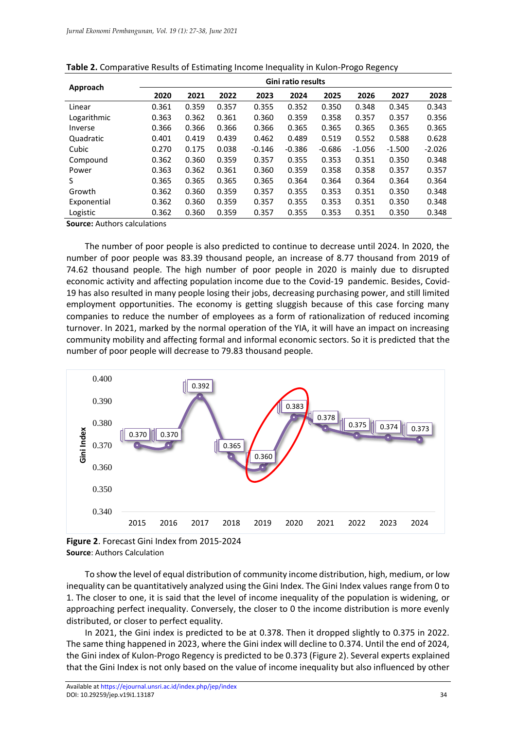**Table 2.** Comparative Results of Estimating Income Inequality in Kulon-Progo Regency

| Approach | Gini ratio results | | | | | | | | |
|---|---|---|---|---|---|---|---|---|---|
| | 2020 | 2021 | 2022 | 2023 | 2024 | 2025 | 2026 | 2027 | 2028 |
| Linear | 0.361 | 0.359 | 0.357 | 0.355 | 0.352 | 0.350 | 0.348 | 0.345 | 0.343 |
| Logarithmic | 0.363 | 0.362 | 0.361 | 0.360 | 0.359 | 0.358 | 0.357 | 0.357 | 0.356 |
| Inverse | 0.366 | 0.366 | 0.366 | 0.366 | 0.365 | 0.365 | 0.365 | 0.365 | 0.365 |
| Quadratic | 0.401 | 0.419 | 0.439 | 0.462 | 0.489 | 0.519 | 0.552 | 0.588 | 0.628 |
| Cubic | 0.270 | 0.175 | 0.038 | -0.146 | -0.386 | -0.686 | -1.056 | -1.500 | -2.026 |
| Compound | 0.362 | 0.360 | 0.359 | 0.357 | 0.355 | 0.353 | 0.351 | 0.350 | 0.348 |
| Power | 0.363 | 0.362 | 0.361 | 0.360 | 0.359 | 0.358 | 0.358 | 0.357 | 0.357 |
| S | 0.365 | 0.365 | 0.365 | 0.365 | 0.364 | 0.364 | 0.364 | 0.364 | 0.364 |
| Growth | 0.362 | 0.360 | 0.359 | 0.357 | 0.355 | 0.353 | 0.351 | 0.350 | 0.348 |
| Exponential | 0.362 | 0.360 | 0.359 | 0.357 | 0.355 | 0.353 | 0.351 | 0.350 | 0.348 |
| Logistic | 0.362 | 0.360 | 0.359 | 0.357 | 0.355 | 0.353 | 0.351 | 0.350 | 0.348 |

**Source:** Authors calculations

The number of poor people is also predicted to continue to decrease until 2024. In 2020, the number of poor people was 83.39 thousand people, an increase of 8.77 thousand from 2019 of 74.62 thousand people. The high number of poor people in 2020 is mainly due to disrupted economic activity and affecting population income due to the Covid-19 pandemic. Besides, Covid-19 has also resulted in many people losing their jobs, decreasing purchasing power, and still limited employment opportunities. The economy is getting sluggish because of this case forcing many companies to reduce the number of employees as a form of rationalization of reduced incoming turnover. In 2021, marked by the normal operation of the YIA, it will have an impact on increasing community mobility and affecting formal and informal economic sectors. So it is predicted that the number of poor people will decrease to 79.83 thousand people.

**Figure 2**. Forecast Gini Index from 2015-2024
**Source**: Authors Calculation

To show the level of equal distribution of community income distribution, high, medium, or low inequality can be quantitatively analyzed using the Gini Index. The Gini Index values range from 0 to 1. The closer to one, it is said that the level of income inequality of the population is widening, or approaching perfect inequality. Conversely, the closer to 0 the income distribution is more evenly distributed, or closer to perfect equality.

In 2021, the Gini index is predicted to be at 0.378. Then it dropped slightly to 0.375 in 2022. The same thing happened in 2023, where the Gini index will decline to 0.374. Until the end of 2024, the Gini index of Kulon-Progo Regency is predicted to be 0.373 (Figure 2). Several experts explained that the Gini Index is not only based on the value of income inequality but also influenced by other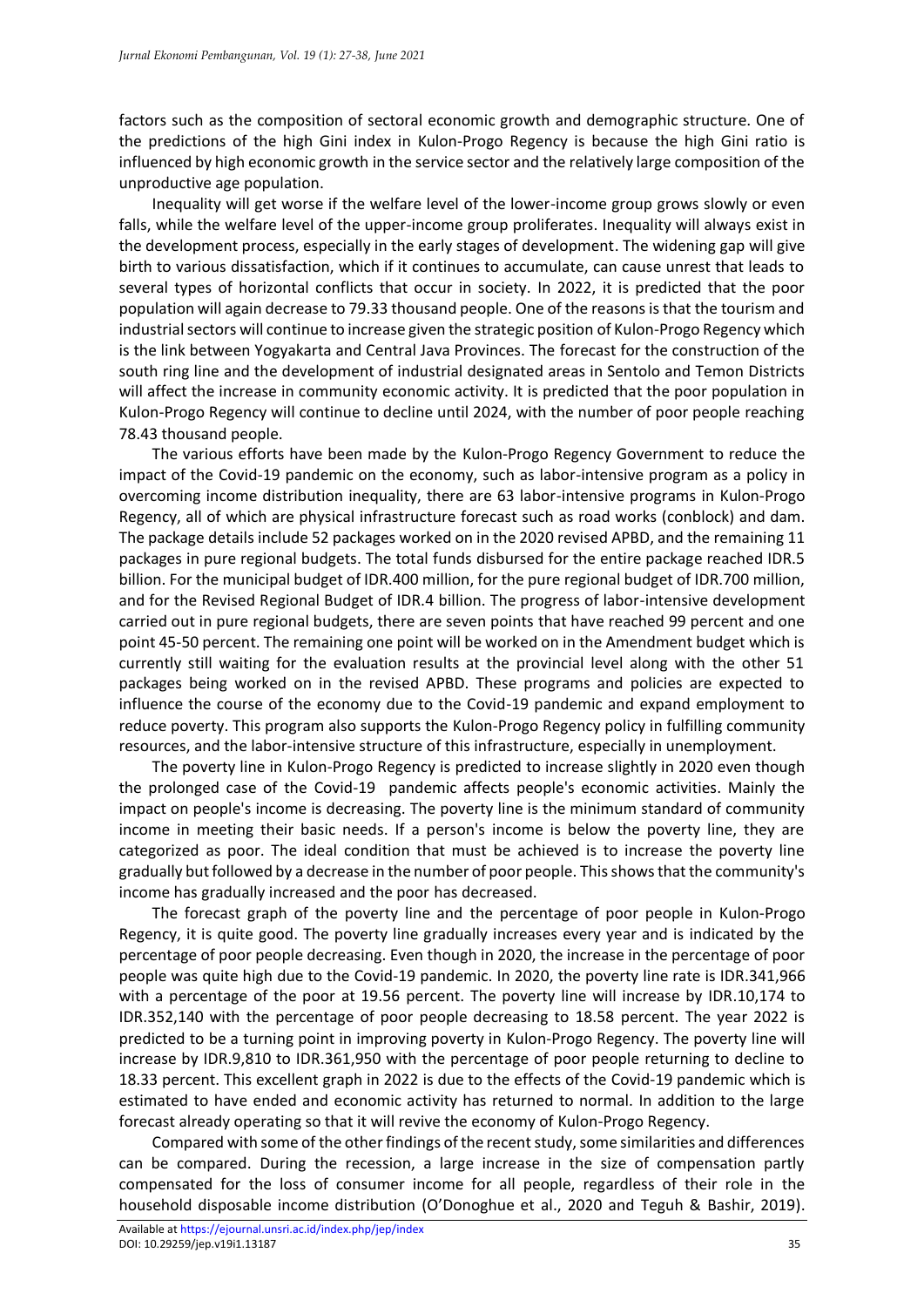factors such as the composition of sectoral economic growth and demographic structure. One of the predictions of the high Gini index in Kulon-Progo Regency is because the high Gini ratio is influenced by high economic growth in the service sector and the relatively large composition of the unproductive age population.

Inequality will get worse if the welfare level of the lower-income group grows slowly or even falls, while the welfare level of the upper-income group proliferates. Inequality will always exist in the development process, especially in the early stages of development. The widening gap will give birth to various dissatisfaction, which if it continues to accumulate, can cause unrest that leads to several types of horizontal conflicts that occur in society. In 2022, it is predicted that the poor population will again decrease to 79.33 thousand people. One of the reasons is that the tourism and industrial sectors will continue to increase given the strategic position of Kulon-Progo Regency which is the link between Yogyakarta and Central Java Provinces. The forecast for the construction of the south ring line and the development of industrial designated areas in Sentolo and Temon Districts will affect the increase in community economic activity. It is predicted that the poor population in Kulon-Progo Regency will continue to decline until 2024, with the number of poor people reaching 78.43 thousand people.

The various efforts have been made by the Kulon-Progo Regency Government to reduce the impact of the Covid-19 pandemic on the economy, such as labor-intensive program as a policy in overcoming income distribution inequality, there are 63 labor-intensive programs in Kulon-Progo Regency, all of which are physical infrastructure forecast such as road works (conblock) and dam. The package details include 52 packages worked on in the 2020 revised APBD, and the remaining 11 packages in pure regional budgets. The total funds disbursed for the entire package reached IDR.5 billion. For the municipal budget of IDR.400 million, for the pure regional budget of IDR.700 million, and for the Revised Regional Budget of IDR.4 billion. The progress of labor-intensive development carried out in pure regional budgets, there are seven points that have reached 99 percent and one point 45-50 percent. The remaining one point will be worked on in the Amendment budget which is currently still waiting for the evaluation results at the provincial level along with the other 51 packages being worked on in the revised APBD. These programs and policies are expected to influence the course of the economy due to the Covid-19 pandemic and expand employment to reduce poverty. This program also supports the Kulon-Progo Regency policy in fulfilling community resources, and the labor-intensive structure of this infrastructure, especially in unemployment.

The poverty line in Kulon-Progo Regency is predicted to increase slightly in 2020 even though the prolonged case of the Covid-19 pandemic affects people's economic activities. Mainly the impact on people's income is decreasing. The poverty line is the minimum standard of community income in meeting their basic needs. If a person's income is below the poverty line, they are categorized as poor. The ideal condition that must be achieved is to increase the poverty line gradually but followed by a decrease in the number of poor people. This shows that the community's income has gradually increased and the poor has decreased.

The forecast graph of the poverty line and the percentage of poor people in Kulon-Progo Regency, it is quite good. The poverty line gradually increases every year and is indicated by the percentage of poor people decreasing. Even though in 2020, the increase in the percentage of poor people was quite high due to the Covid-19 pandemic. In 2020, the poverty line rate is IDR.341,966 with a percentage of the poor at 19.56 percent. The poverty line will increase by IDR.10,174 to IDR.352,140 with the percentage of poor people decreasing to 18.58 percent. The year 2022 is predicted to be a turning point in improving poverty in Kulon-Progo Regency. The poverty line will increase by IDR.9,810 to IDR.361,950 with the percentage of poor people returning to decline to 18.33 percent. This excellent graph in 2022 is due to the effects of the Covid-19 pandemic which is estimated to have ended and economic activity has returned to normal. In addition to the large forecast already operating so that it will revive the economy of Kulon-Progo Regency.

Compared with some of the other findings of the recent study, some similarities and differences can be compared. During the recession, a large increase in the size of compensation partly compensated for the loss of consumer income for all people, regardless of their role in the household disposable income distribution (O'Donoghue et al., 2020 and Teguh & Bashir, 2019).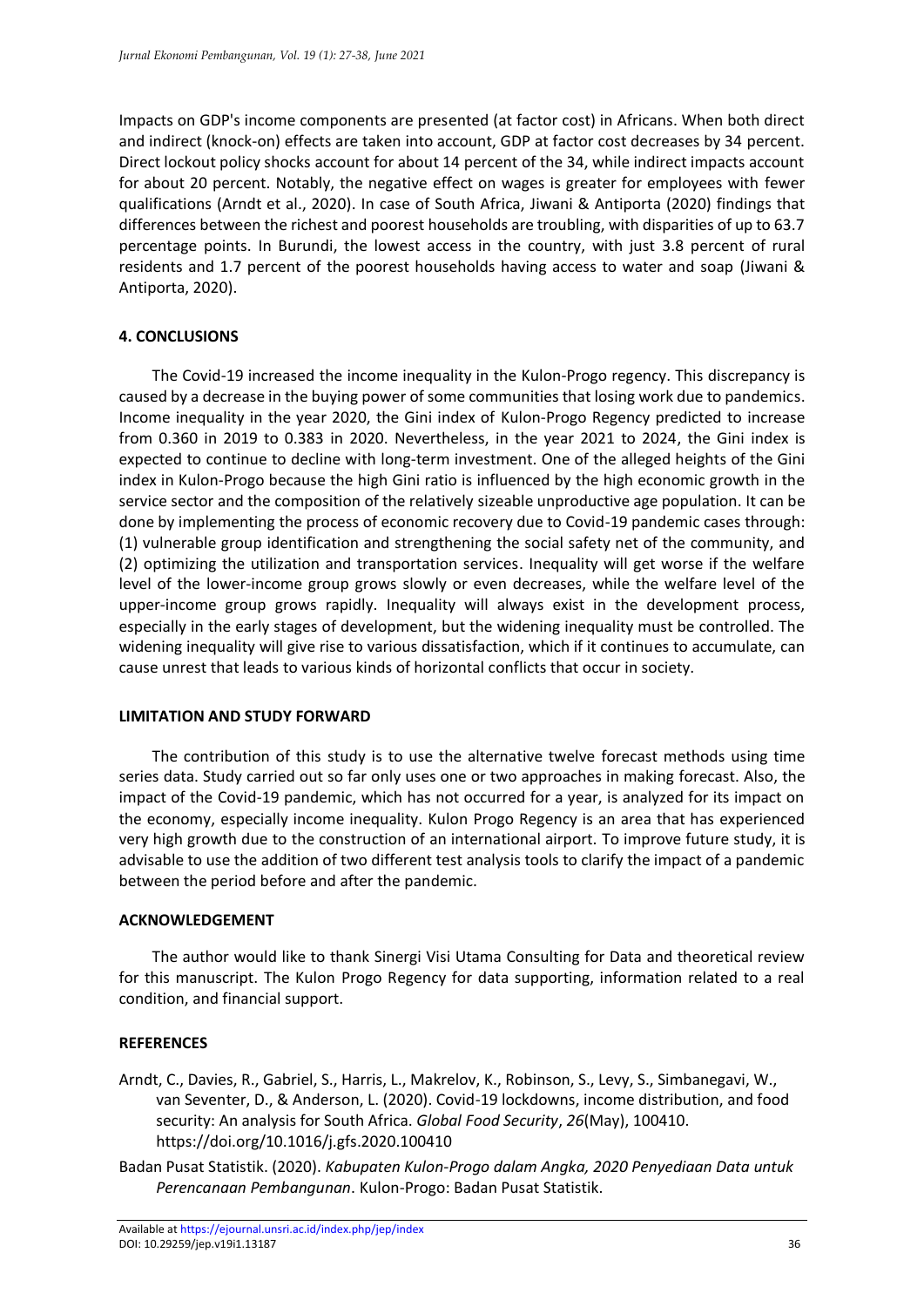Impacts on GDP's income components are presented (at factor cost) in Africans. When both direct and indirect (knock-on) effects are taken into account, GDP at factor cost decreases by 34 percent. Direct lockout policy shocks account for about 14 percent of the 34, while indirect impacts account for about 20 percent. Notably, the negative effect on wages is greater for employees with fewer qualifications (Arndt et al., 2020). In case of South Africa, Jiwani & Antiporta (2020) findings that differences between the richest and poorest households are troubling, with disparities of up to 63.7 percentage points. In Burundi, the lowest access in the country, with just 3.8 percent of rural residents and 1.7 percent of the poorest households having access to water and soap (Jiwani & Antiporta, 2020).

## 4. CONCLUSIONS

The Covid-19 increased the income inequality in the Kulon-Progo regency. This discrepancy is caused by a decrease in the buying power of some communities that losing work due to pandemics. Income inequality in the year 2020, the Gini index of Kulon-Progo Regency predicted to increase from 0.360 in 2019 to 0.383 in 2020. Nevertheless, in the year 2021 to 2024, the Gini index is expected to continue to decline with long-term investment. One of the alleged heights of the Gini index in Kulon-Progo because the high Gini ratio is influenced by the high economic growth in the service sector and the composition of the relatively sizeable unproductive age population. It can be done by implementing the process of economic recovery due to Covid-19 pandemic cases through: (1) vulnerable group identification and strengthening the social safety net of the community, and (2) optimizing the utilization and transportation services. Inequality will get worse if the welfare level of the lower-income group grows slowly or even decreases, while the welfare level of the upper-income group grows rapidly. Inequality will always exist in the development process, especially in the early stages of development, but the widening inequality must be controlled. The widening inequality will give rise to various dissatisfaction, which if it continues to accumulate, can cause unrest that leads to various kinds of horizontal conflicts that occur in society.

## LIMITATION AND STUDY FORWARD

The contribution of this study is to use the alternative twelve forecast methods using time series data. Study carried out so far only uses one or two approaches in making forecast. Also, the impact of the Covid-19 pandemic, which has not occurred for a year, is analyzed for its impact on the economy, especially income inequality. Kulon Progo Regency is an area that has experienced very high growth due to the construction of an international airport. To improve future study, it is advisable to use the addition of two different test analysis tools to clarify the impact of a pandemic between the period before and after the pandemic.

## ACKNOWLEDGEMENT

The author would like to thank Sinergi Visi Utama Consulting for Data and theoretical review for this manuscript. The Kulon Progo Regency for data supporting, information related to a real condition, and financial support.

## REFERENCES

Arndt, C., Davies, R., Gabriel, S., Harris, L., Makrelov, K., Robinson, S., Levy, S., Simbanegavi, W., van Seventer, D., & Anderson, L. (2020). Covid-19 lockdowns, income distribution, and food security: An analysis for South Africa. *Global Food Security*, *26*(May), 100410. https://doi.org/10.1016/j.gfs.2020.100410

Badan Pusat Statistik. (2020). *Kabupaten Kulon-Progo dalam Angka, 2020 Penyediaan Data untuk Perencanaan Pembangunan*. Kulon-Progo: Badan Pusat Statistik.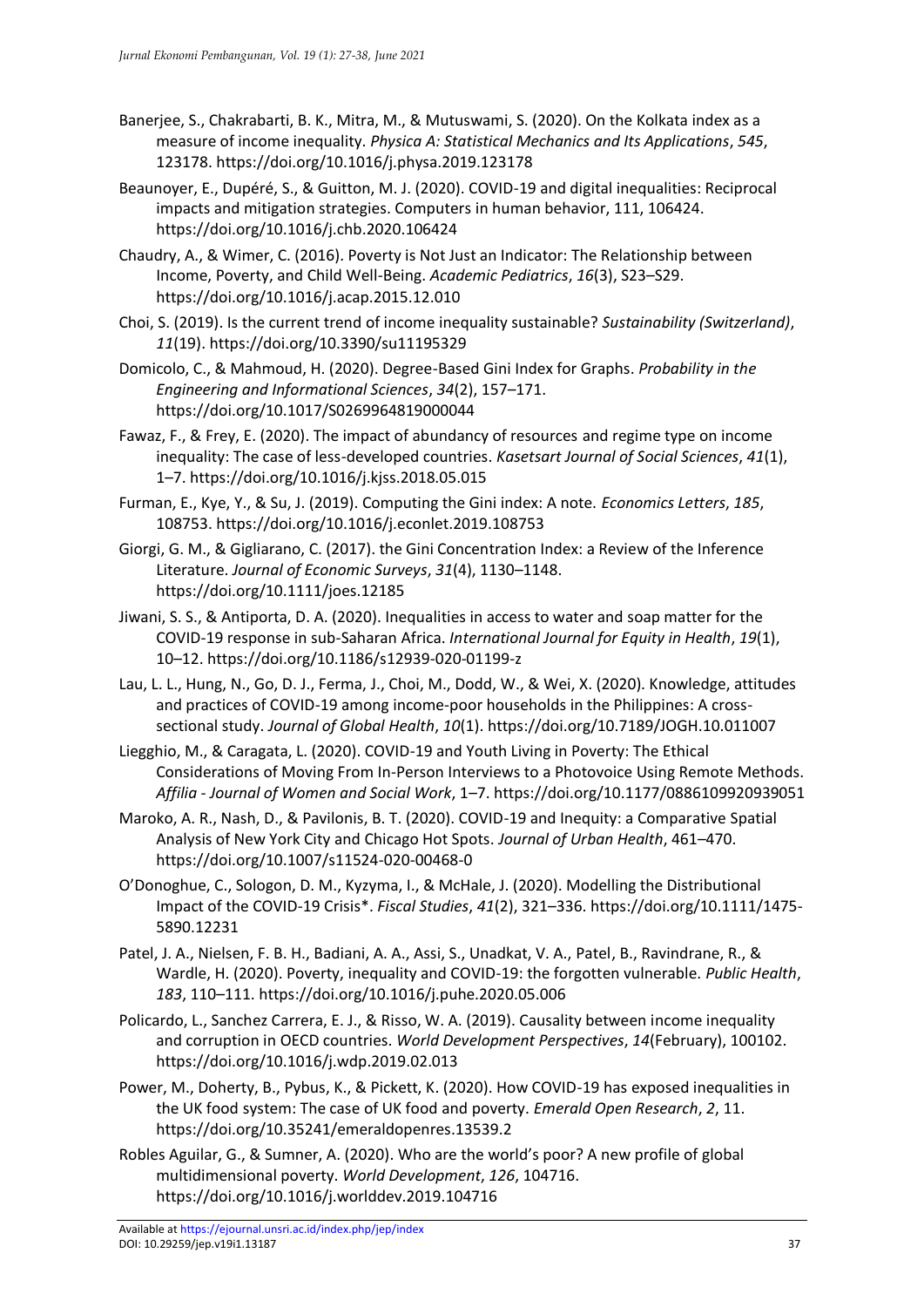Banerjee, S., Chakrabarti, B. K., Mitra, M., & Mutuswami, S. (2020). On the Kolkata index as a measure of income inequality. *Physica A: Statistical Mechanics and Its Applications*, *545*, 123178. https://doi.org/10.1016/j.physa.2019.123178

Beaunoyer, E., Dupéré, S., & Guitton, M. J. (2020). COVID-19 and digital inequalities: Reciprocal impacts and mitigation strategies. Computers in human behavior, 111, 106424. https://doi.org/10.1016/j.chb.2020.106424

Chaudry, A., & Wimer, C. (2016). Poverty is Not Just an Indicator: The Relationship between Income, Poverty, and Child Well-Being. *Academic Pediatrics*, *16*(3), S23–S29. https://doi.org/10.1016/j.acap.2015.12.010

Choi, S. (2019). Is the current trend of income inequality sustainable? *Sustainability (Switzerland)*, *11*(19). https://doi.org/10.3390/su11195329

Domicolo, C., & Mahmoud, H. (2020). Degree-Based Gini Index for Graphs. *Probability in the Engineering and Informational Sciences*, *34*(2), 157–171. https://doi.org/10.1017/S0269964819000044

Fawaz, F., & Frey, E. (2020). The impact of abundancy of resources and regime type on income inequality: The case of less-developed countries. *Kasetsart Journal of Social Sciences*, *41*(1), 1–7. https://doi.org/10.1016/j.kjss.2018.05.015

Furman, E., Kye, Y., & Su, J. (2019). Computing the Gini index: A note. *Economics Letters*, *185*, 108753. https://doi.org/10.1016/j.econlet.2019.108753

Giorgi, G. M., & Gigliarano, C. (2017). the Gini Concentration Index: a Review of the Inference Literature. *Journal of Economic Surveys*, *31*(4), 1130–1148. https://doi.org/10.1111/joes.12185

Jiwani, S. S., & Antiporta, D. A. (2020). Inequalities in access to water and soap matter for the COVID-19 response in sub-Saharan Africa. *International Journal for Equity in Health*, *19*(1), 10–12. https://doi.org/10.1186/s12939-020-01199-z

Lau, L. L., Hung, N., Go, D. J., Ferma, J., Choi, M., Dodd, W., & Wei, X. (2020). Knowledge, attitudes and practices of COVID-19 among income-poor households in the Philippines: A cross-sectional study. *Journal of Global Health*, *10*(1). https://doi.org/10.7189/JOGH.10.011007

Liegghio, M., & Caragata, L. (2020). COVID-19 and Youth Living in Poverty: The Ethical Considerations of Moving From In-Person Interviews to a Photovoice Using Remote Methods. *Affilia - Journal of Women and Social Work*, 1–7. https://doi.org/10.1177/0886109920939051

Maroko, A. R., Nash, D., & Pavilonis, B. T. (2020). COVID-19 and Inequity: a Comparative Spatial Analysis of New York City and Chicago Hot Spots. *Journal of Urban Health*, 461–470. https://doi.org/10.1007/s11524-020-00468-0

O'Donoghue, C., Sologon, D. M., Kyzyma, I., & McHale, J. (2020). Modelling the Distributional Impact of the COVID-19 Crisis\*. *Fiscal Studies*, *41*(2), 321–336. https://doi.org/10.1111/1475-5890.12231

Patel, J. A., Nielsen, F. B. H., Badiani, A. A., Assi, S., Unadkat, V. A., Patel, B., Ravindrane, R., & Wardle, H. (2020). Poverty, inequality and COVID-19: the forgotten vulnerable. *Public Health*, *183*, 110–111. https://doi.org/10.1016/j.puhe.2020.05.006

Policardo, L., Sanchez Carrera, E. J., & Risso, W. A. (2019). Causality between income inequality and corruption in OECD countries. *World Development Perspectives*, *14*(February), 100102. https://doi.org/10.1016/j.wdp.2019.02.013

Power, M., Doherty, B., Pybus, K., & Pickett, K. (2020). How COVID-19 has exposed inequalities in the UK food system: The case of UK food and poverty. *Emerald Open Research*, *2*, 11. https://doi.org/10.35241/emeraldopenres.13539.2

Robles Aguilar, G., & Sumner, A. (2020). Who are the world's poor? A new profile of global multidimensional poverty. *World Development*, *126*, 104716. https://doi.org/10.1016/j.worlddev.2019.104716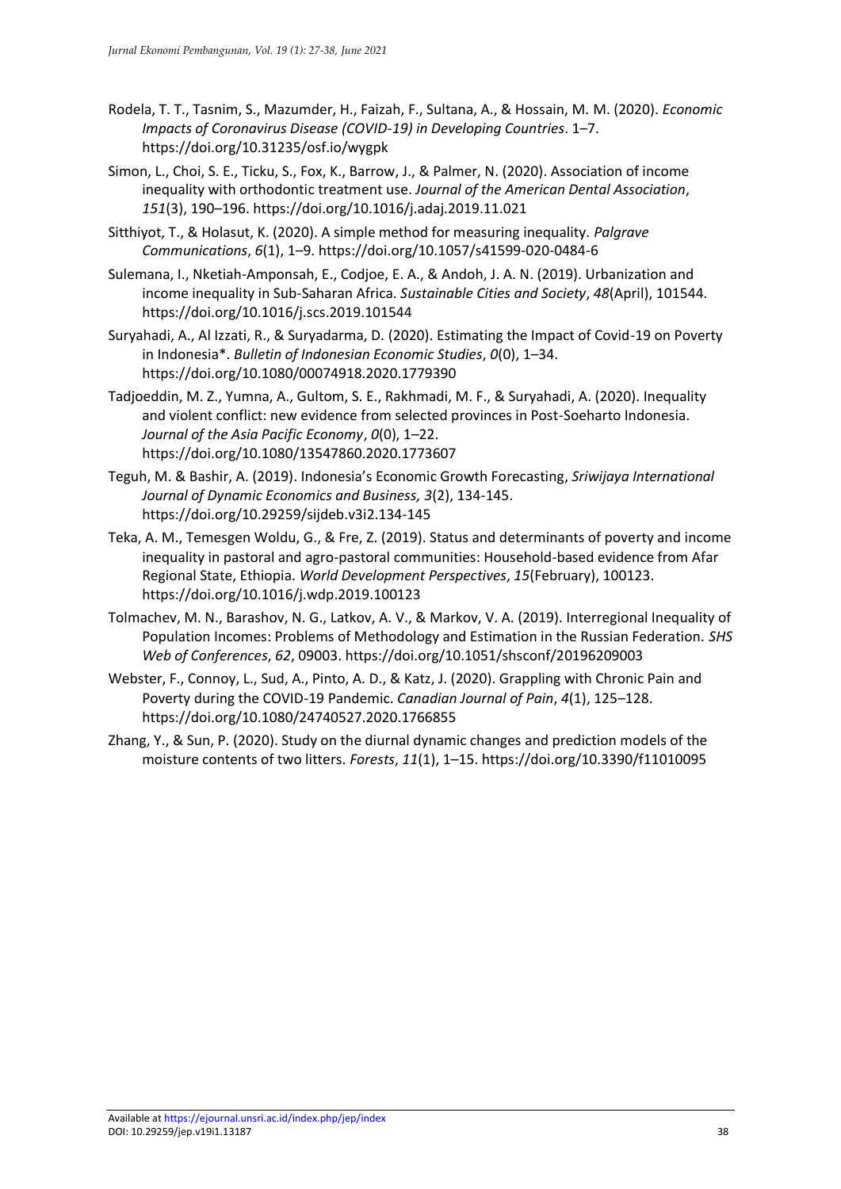Rodela, T. T., Tasnim, S., Mazumder, H., Faizah, F., Sultana, A., & Hossain, M. M. (2020). *Economic Impacts of Coronavirus Disease (COVID-19) in Developing Countries*. 1–7. https://doi.org/10.31235/osf.io/wygpk

Simon, L., Choi, S. E., Ticku, S., Fox, K., Barrow, J., & Palmer, N. (2020). Association of income inequality with orthodontic treatment use. *Journal of the American Dental Association*, *151*(3), 190–196. https://doi.org/10.1016/j.adaj.2019.11.021

Sitthiyot, T., & Holasut, K. (2020). A simple method for measuring inequality. *Palgrave Communications*, *6*(1), 1–9. https://doi.org/10.1057/s41599-020-0484-6

Sulemana, I., Nketiah-Amponsah, E., Codjoe, E. A., & Andoh, J. A. N. (2019). Urbanization and income inequality in Sub-Saharan Africa. *Sustainable Cities and Society*, *48*(April), 101544. https://doi.org/10.1016/j.scs.2019.101544

Suryahadi, A., Al Izzati, R., & Suryadarma, D. (2020). Estimating the Impact of Covid-19 on Poverty in Indonesia*. *Bulletin of Indonesian Economic Studies*, *0*(0), 1–34. https://doi.org/10.1080/00074918.2020.1779390

Tadjoeddin, M. Z., Yumna, A., Gultom, S. E., Rakhmadi, M. F., & Suryahadi, A. (2020). Inequality and violent conflict: new evidence from selected provinces in Post-Soeharto Indonesia. *Journal of the Asia Pacific Economy*, *0*(0), 1–22. https://doi.org/10.1080/13547860.2020.1773607

Teguh, M. & Bashir, A. (2019). Indonesia's Economic Growth Forecasting, *Sriwijaya International Journal of Dynamic Economics and Business, 3*(2), 134-145. https://doi.org/10.29259/sijdeb.v3i2.134-145

Teka, A. M., Temesgen Woldu, G., & Fre, Z. (2019). Status and determinants of poverty and income inequality in pastoral and agro-pastoral communities: Household-based evidence from Afar Regional State, Ethiopia. *World Development Perspectives*, *15*(February), 100123. https://doi.org/10.1016/j.wdp.2019.100123

Tolmachev, M. N., Barashov, N. G., Latkov, A. V., & Markov, V. A. (2019). Interregional Inequality of Population Incomes: Problems of Methodology and Estimation in the Russian Federation. *SHS Web of Conferences*, *62*, 09003. https://doi.org/10.1051/shsconf/20196209003

Webster, F., Connoy, L., Sud, A., Pinto, A. D., & Katz, J. (2020). Grappling with Chronic Pain and Poverty during the COVID-19 Pandemic. *Canadian Journal of Pain*, *4*(1), 125–128. https://doi.org/10.1080/24740527.2020.1766855

Zhang, Y., & Sun, P. (2020). Study on the diurnal dynamic changes and prediction models of the moisture contents of two litters. *Forests*, *11*(1), 1–15. https://doi.org/10.3390/f11010095